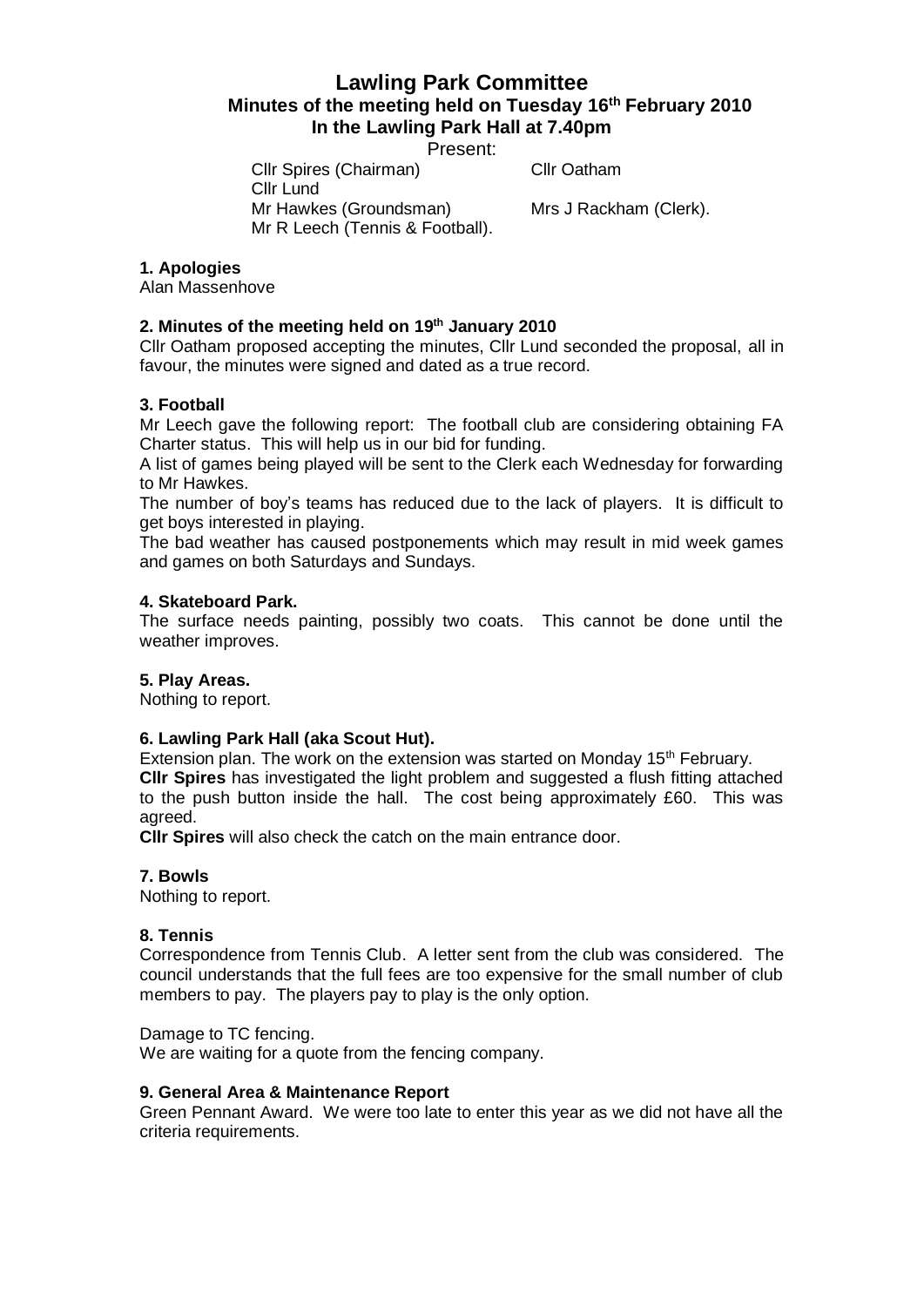# Lawling Park Committee

## Minutes of the meeting held on Tuesday 16th February 2010
## In the Lawling Park Hall at 7.40pm

Present:

Cllr Spires (Chairman)
Cllr Oatham
Cllr Lund
Mr Hawkes (Groundsman)
Mrs J Rackham (Clerk).
Mr R Leech (Tennis & Football).

**1. Apologies**

Alan Massenhove

**2. Minutes of the meeting held on 19th January 2010**

Cllr Oatham proposed accepting the minutes, Cllr Lund seconded the proposal, all in favour, the minutes were signed and dated as a true record.

**3. Football**

Mr Leech gave the following report: The football club are considering obtaining FA Charter status. This will help us in our bid for funding.

A list of games being played will be sent to the Clerk each Wednesday for forwarding to Mr Hawkes.

The number of boy's teams has reduced due to the lack of players. It is difficult to get boys interested in playing.

The bad weather has caused postponements which may result in mid week games and games on both Saturdays and Sundays.

**4. Skateboard Park.**

The surface needs painting, possibly two coats. This cannot be done until the weather improves.

**5. Play Areas.**

Nothing to report.

**6. Lawling Park Hall (aka Scout Hut).**

Extension plan. The work on the extension was started on Monday 15th February.

**Cllr Spires** has investigated the light problem and suggested a flush fitting attached to the push button inside the hall. The cost being approximately £60. This was agreed.

**Cllr Spires** will also check the catch on the main entrance door.

**7. Bowls**

Nothing to report.

**8. Tennis**

Correspondence from Tennis Club. A letter sent from the club was considered. The council understands that the full fees are too expensive for the small number of club members to pay. The players pay to play is the only option.

Damage to TC fencing.

We are waiting for a quote from the fencing company.

**9. General Area & Maintenance Report**

Green Pennant Award. We were too late to enter this year as we did not have all the criteria requirements.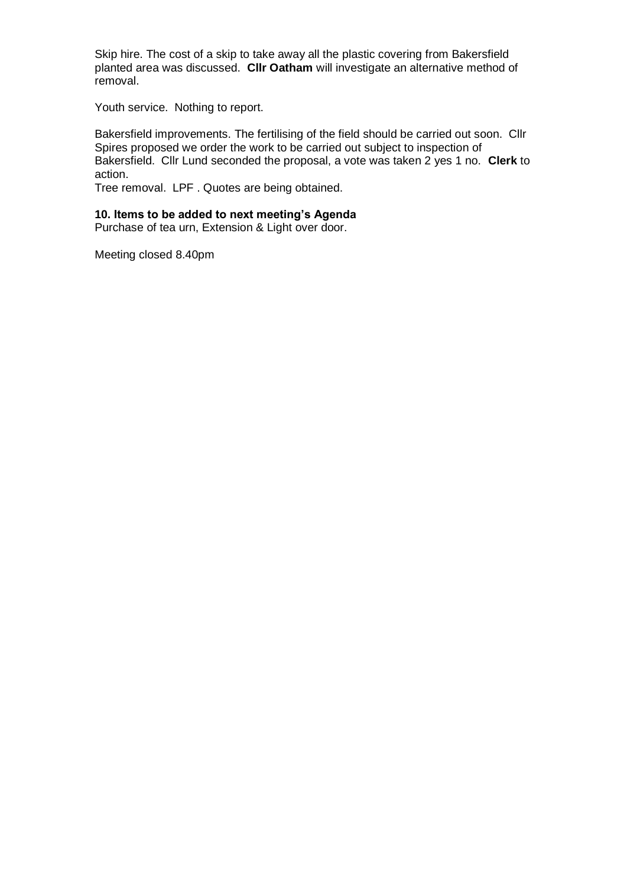Skip hire. The cost of a skip to take away all the plastic covering from Bakersfield planted area was discussed. **Cllr Oatham** will investigate an alternative method of removal.

Youth service. Nothing to report.

Bakersfield improvements. The fertilising of the field should be carried out soon. Cllr Spires proposed we order the work to be carried out subject to inspection of Bakersfield. Cllr Lund seconded the proposal, a vote was taken 2 yes 1 no. **Clerk** to action.
Tree removal. LPF . Quotes are being obtained.

**10. Items to be added to next meeting's Agenda**
Purchase of tea urn, Extension & Light over door.

Meeting closed 8.40pm